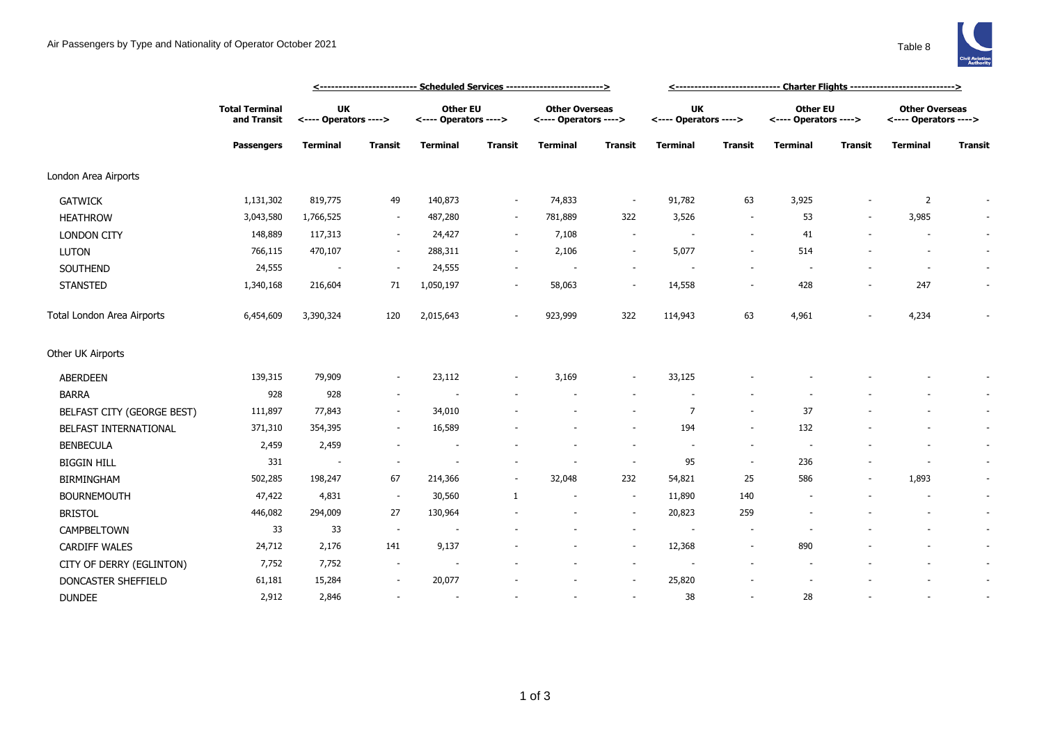# Air Passengers by Type and Nationality of Operator October 2021

Table 8

| | Total Terminal and Transit | Scheduled Services | | | | | | Charter Flights | | | | | |
|---|---|---|---|---|---|---|---|---|---|---|---|---|---|
| | | UK <---- Operators ----> | | Other EU <---- Operators ----> | | Other Overseas <---- Operators ----> | | UK <---- Operators ----> | | Other EU <---- Operators ----> | | Other Overseas <---- Operators ----> | |
| | Passengers | Terminal | Transit | Terminal | Transit | Terminal | Transit | Terminal | Transit | Terminal | Transit | Terminal | Transit |
| London Area Airports | | | | | | | | | | | | | |
| GATWICK | 1,131,302 | 819,775 | 49 | 140,873 | - | 74,833 | - | 91,782 | 63 | 3,925 | - | 2 | - |
| HEATHROW | 3,043,580 | 1,766,525 | - | 487,280 | - | 781,889 | 322 | 3,526 | - | 53 | - | 3,985 | - |
| LONDON CITY | 148,889 | 117,313 | - | 24,427 | - | 7,108 | - | - | - | 41 | - | - | - |
| LUTON | 766,115 | 470,107 | - | 288,311 | - | 2,106 | - | 5,077 | - | 514 | - | - | - |
| SOUTHEND | 24,555 | - | - | 24,555 | - | - | - | - | - | - | - | - | - |
| STANSTED | 1,340,168 | 216,604 | 71 | 1,050,197 | - | 58,063 | - | 14,558 | - | 428 | - | 247 | - |
| Total London Area Airports | 6,454,609 | 3,390,324 | 120 | 2,015,643 | - | 923,999 | 322 | 114,943 | 63 | 4,961 | - | 4,234 | - |
| Other UK Airports | | | | | | | | | | | | | |
| ABERDEEN | 139,315 | 79,909 | - | 23,112 | - | 3,169 | - | 33,125 | - | - | - | - | - |
| BARRA | 928 | 928 | - | - | - | - | - | - | - | - | - | - | - |
| BELFAST CITY (GEORGE BEST) | 111,897 | 77,843 | - | 34,010 | - | - | - | 7 | - | 37 | - | - | - |
| BELFAST INTERNATIONAL | 371,310 | 354,395 | - | 16,589 | - | - | - | 194 | - | 132 | - | - | - |
| BENBECULA | 2,459 | 2,459 | - | - | - | - | - | - | - | - | - | - | - |
| BIGGIN HILL | 331 | - | - | - | - | - | - | 95 | - | 236 | - | - | - |
| BIRMINGHAM | 502,285 | 198,247 | 67 | 214,366 | - | 32,048 | 232 | 54,821 | 25 | 586 | - | 1,893 | - |
| BOURNEMOUTH | 47,422 | 4,831 | - | 30,560 | 1 | - | - | 11,890 | 140 | - | - | - | - |
| BRISTOL | 446,082 | 294,009 | 27 | 130,964 | - | - | - | 20,823 | 259 | - | - | - | - |
| CAMPBELTOWN | 33 | 33 | - | - | - | - | - | - | - | - | - | - | - |
| CARDIFF WALES | 24,712 | 2,176 | 141 | 9,137 | - | - | - | 12,368 | - | 890 | - | - | - |
| CITY OF DERRY (EGLINTON) | 7,752 | 7,752 | - | - | - | - | - | - | - | - | - | - | - |
| DONCASTER SHEFFIELD | 61,181 | 15,284 | - | 20,077 | - | - | - | 25,820 | - | - | - | - | - |
| DUNDEE | 2,912 | 2,846 | - | - | - | - | - | 38 | - | 28 | - | - | - |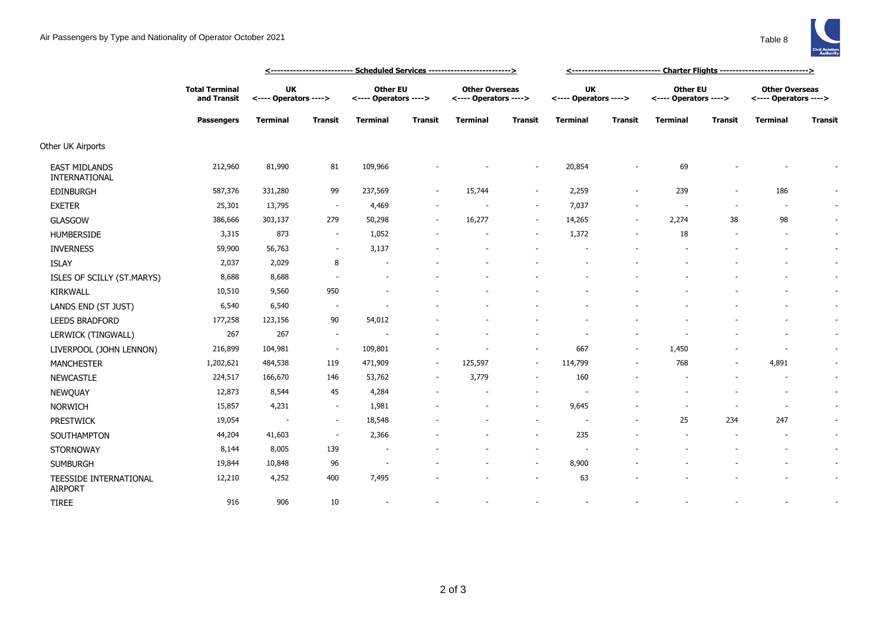Air Passengers by Type and Nationality of Operator October 2021

Table 8

| | Total Terminal and Transit | Scheduled Services | | | | | | Charter Flights | | | | | |
|---|---|---|---|---|---|---|---|---|---|---|---|---|---|
| | | UK <---- Operators ----> | | Other EU <---- Operators ----> | | Other Overseas <---- Operators ----> | | UK <---- Operators ----> | | Other EU <---- Operators ----> | | Other Overseas <---- Operators ----> | |
| | **Passengers** | **Terminal** | **Transit** | **Terminal** | **Transit** | **Terminal** | **Transit** | **Terminal** | **Transit** | **Terminal** | **Transit** | **Terminal** | **Transit** |
| Other UK Airports | | | | | | | | | | | | | |
| EAST MIDLANDS INTERNATIONAL | 212,960 | 81,990 | 81 | 109,966 | - | - | - | 20,854 | - | 69 | - | - | - |
| EDINBURGH | 587,376 | 331,280 | 99 | 237,569 | - | 15,744 | - | 2,259 | - | 239 | - | 186 | - |
| EXETER | 25,301 | 13,795 | - | 4,469 | - | - | - | 7,037 | - | - | - | - | - |
| GLASGOW | 386,666 | 303,137 | 279 | 50,298 | - | 16,277 | - | 14,265 | - | 2,274 | 38 | 98 | - |
| HUMBERSIDE | 3,315 | 873 | - | 1,052 | - | - | - | 1,372 | - | 18 | - | - | - |
| INVERNESS | 59,900 | 56,763 | - | 3,137 | - | - | - | - | - | - | - | - | - |
| ISLAY | 2,037 | 2,029 | 8 | - | - | - | - | - | - | - | - | - | - |
| ISLES OF SCILLY (ST.MARYS) | 8,688 | 8,688 | - | - | - | - | - | - | - | - | - | - | - |
| KIRKWALL | 10,510 | 9,560 | 950 | - | - | - | - | - | - | - | - | - | - |
| LANDS END (ST JUST) | 6,540 | 6,540 | - | - | - | - | - | - | - | - | - | - | - |
| LEEDS BRADFORD | 177,258 | 123,156 | 90 | 54,012 | - | - | - | - | - | - | - | - | - |
| LERWICK (TINGWALL) | 267 | 267 | - | - | - | - | - | - | - | - | - | - | - |
| LIVERPOOL (JOHN LENNON) | 216,899 | 104,981 | - | 109,801 | - | - | - | 667 | - | 1,450 | - | - | - |
| MANCHESTER | 1,202,621 | 484,538 | 119 | 471,909 | - | 125,597 | - | 114,799 | - | 768 | - | 4,891 | - |
| NEWCASTLE | 224,517 | 166,670 | 146 | 53,762 | - | 3,779 | - | 160 | - | - | - | - | - |
| NEWQUAY | 12,873 | 8,544 | 45 | 4,284 | - | - | - | - | - | - | - | - | - |
| NORWICH | 15,857 | 4,231 | - | 1,981 | - | - | - | 9,645 | - | - | - | - | - |
| PRESTWICK | 19,054 | - | - | 18,548 | - | - | - | - | - | 25 | 234 | 247 | - |
| SOUTHAMPTON | 44,204 | 41,603 | - | 2,366 | - | - | - | 235 | - | - | - | - | - |
| STORNOWAY | 8,144 | 8,005 | 139 | - | - | - | - | - | - | - | - | - | - |
| SUMBURGH | 19,844 | 10,848 | 96 | - | - | - | - | 8,900 | - | - | - | - | - |
| TEESSIDE INTERNATIONAL AIRPORT | 12,210 | 4,252 | 400 | 7,495 | - | - | - | 63 | - | - | - | - | - |
| TIREE | 916 | 906 | 10 | - | - | - | - | - | - | - | - | - | - |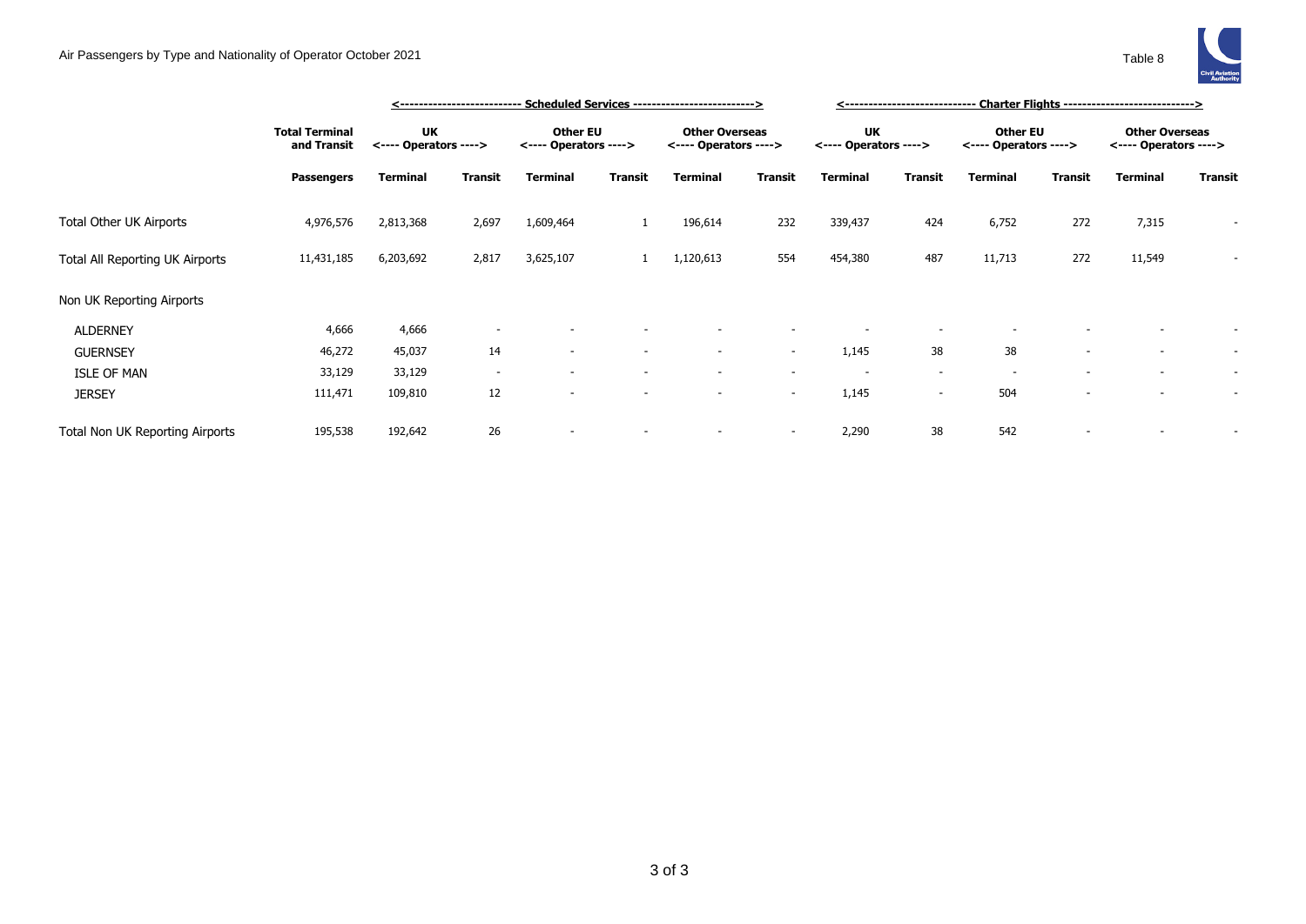Air Passengers by Type and Nationality of Operator October 2021

Table 8

| | Total Terminal and Transit | Scheduled Services | | | | | | Charter Flights | | | | | |
|---|---|---|---|---|---|---|---|---|---|---|---|---|---|
| | | UK Operators | | Other EU Operators | | Other Overseas Operators | | UK Operators | | Other EU Operators | | Other Overseas Operators | |
| | Passengers | Terminal | Transit | Terminal | Transit | Terminal | Transit | Terminal | Transit | Terminal | Transit | Terminal | Transit |
| Total Other UK Airports | 4,976,576 | 2,813,368 | 2,697 | 1,609,464 | 1 | 196,614 | 232 | 339,437 | 424 | 6,752 | 272 | 7,315 | - |
| Total All Reporting UK Airports | 11,431,185 | 6,203,692 | 2,817 | 3,625,107 | 1 | 1,120,613 | 554 | 454,380 | 487 | 11,713 | 272 | 11,549 | - |
| Non UK Reporting Airports | | | | | | | | | | | | | |
| ALDERNEY | 4,666 | 4,666 | - | - | - | - | - | - | - | - | - | - | - |
| GUERNSEY | 46,272 | 45,037 | 14 | - | - | - | - | 1,145 | 38 | 38 | - | - | - |
| ISLE OF MAN | 33,129 | 33,129 | - | - | - | - | - | - | - | - | - | - | - |
| JERSEY | 111,471 | 109,810 | 12 | - | - | - | - | 1,145 | - | 504 | - | - | - |
| Total Non UK Reporting Airports | 195,538 | 192,642 | 26 | - | - | - | - | 2,290 | 38 | 542 | - | - | - |